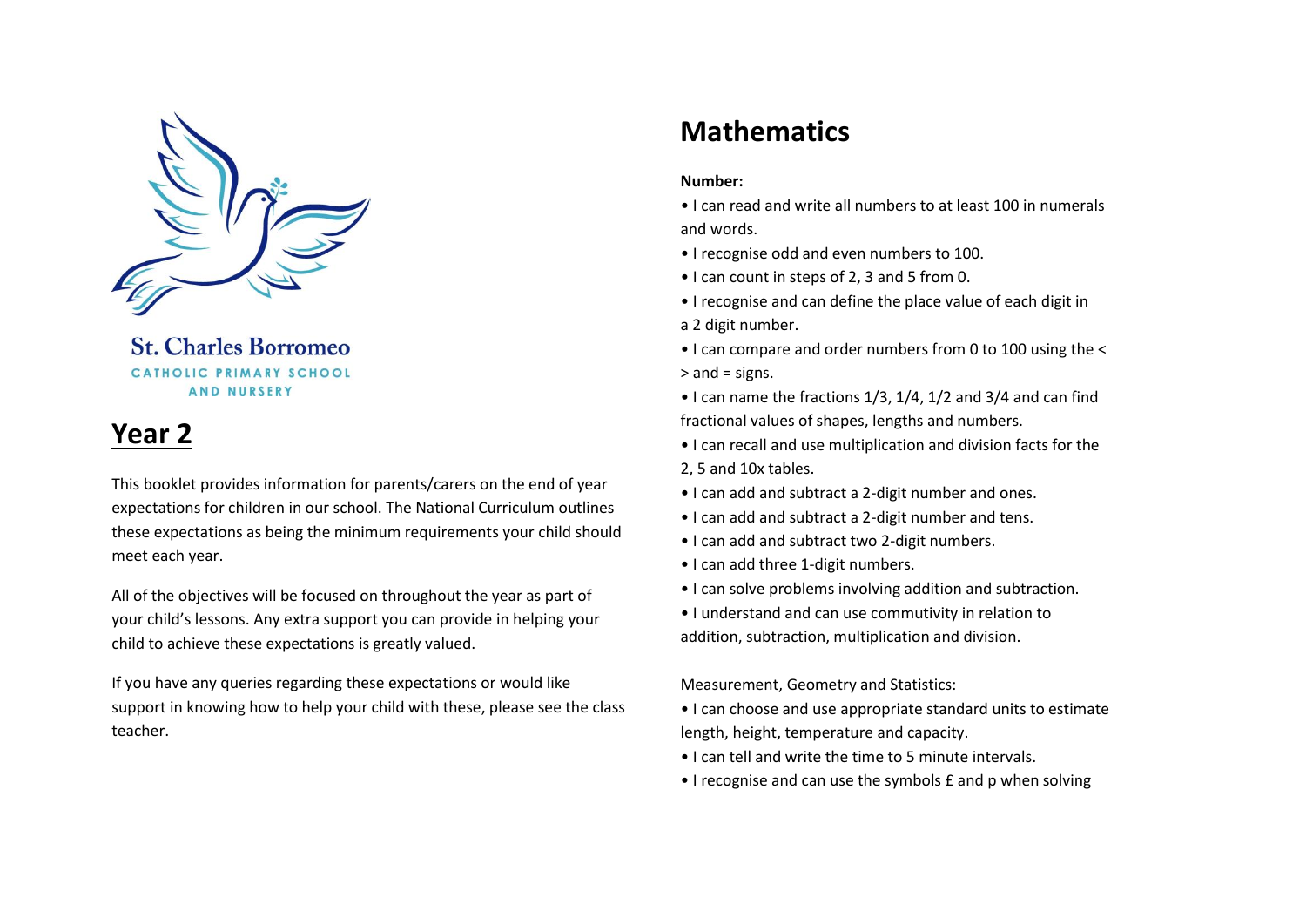St. Charles Borromeo

CATHOLIC PRIMARY SCHOOL AND NURSERY

# Year 2

This booklet provides information for parents/carers on the end of year expectations for children in our school. The National Curriculum outlines these expectations as being the minimum requirements your child should meet each year.

All of the objectives will be focused on throughout the year as part of your child's lessons. Any extra support you can provide in helping your child to achieve these expectations is greatly valued.

If you have any queries regarding these expectations or would like support in knowing how to help your child with these, please see the class teacher.

# Mathematics

**Number:**

- I can read and write all numbers to at least 100 in numerals and words.
- I recognise odd and even numbers to 100.
- I can count in steps of 2, 3 and 5 from 0.
- I recognise and can define the place value of each digit in a 2 digit number.
- I can compare and order numbers from 0 to 100 using the < > and = signs.
- I can name the fractions 1/3, 1/4, 1/2 and 3/4 and can find fractional values of shapes, lengths and numbers.
- I can recall and use multiplication and division facts for the 2, 5 and 10x tables.
- I can add and subtract a 2-digit number and ones.
- I can add and subtract a 2-digit number and tens.
- I can add and subtract two 2-digit numbers.
- I can add three 1-digit numbers.
- I can solve problems involving addition and subtraction.
- I understand and can use commutivity in relation to addition, subtraction, multiplication and division.

Measurement, Geometry and Statistics:

- I can choose and use appropriate standard units to estimate length, height, temperature and capacity.
- I can tell and write the time to 5 minute intervals.
- I recognise and can use the symbols £ and p when solving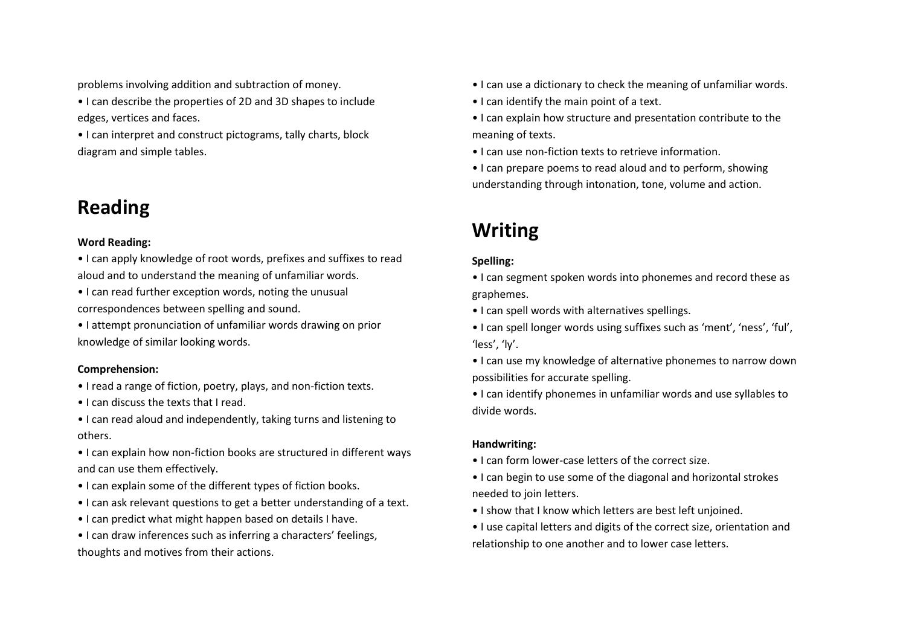problems involving addition and subtraction of money.

- I can describe the properties of 2D and 3D shapes to include edges, vertices and faces.
- I can interpret and construct pictograms, tally charts, block diagram and simple tables.

# Reading

**Word Reading:**

- I can apply knowledge of root words, prefixes and suffixes to read aloud and to understand the meaning of unfamiliar words.
- I can read further exception words, noting the unusual correspondences between spelling and sound.
- I attempt pronunciation of unfamiliar words drawing on prior knowledge of similar looking words.

**Comprehension:**

- I read a range of fiction, poetry, plays, and non-fiction texts.
- I can discuss the texts that I read.
- I can read aloud and independently, taking turns and listening to others.
- I can explain how non-fiction books are structured in different ways and can use them effectively.
- I can explain some of the different types of fiction books.
- I can ask relevant questions to get a better understanding of a text.
- I can predict what might happen based on details I have.
- I can draw inferences such as inferring a characters' feelings, thoughts and motives from their actions.
- I can use a dictionary to check the meaning of unfamiliar words.
- I can identify the main point of a text.
- I can explain how structure and presentation contribute to the meaning of texts.
- I can use non-fiction texts to retrieve information.
- I can prepare poems to read aloud and to perform, showing understanding through intonation, tone, volume and action.

# Writing

**Spelling:**

- I can segment spoken words into phonemes and record these as graphemes.
- I can spell words with alternatives spellings.
- I can spell longer words using suffixes such as 'ment', 'ness', 'ful', 'less', 'ly'.
- I can use my knowledge of alternative phonemes to narrow down possibilities for accurate spelling.
- I can identify phonemes in unfamiliar words and use syllables to divide words.

**Handwriting:**

- I can form lower-case letters of the correct size.
- I can begin to use some of the diagonal and horizontal strokes needed to join letters.
- I show that I know which letters are best left unjoined.
- I use capital letters and digits of the correct size, orientation and relationship to one another and to lower case letters.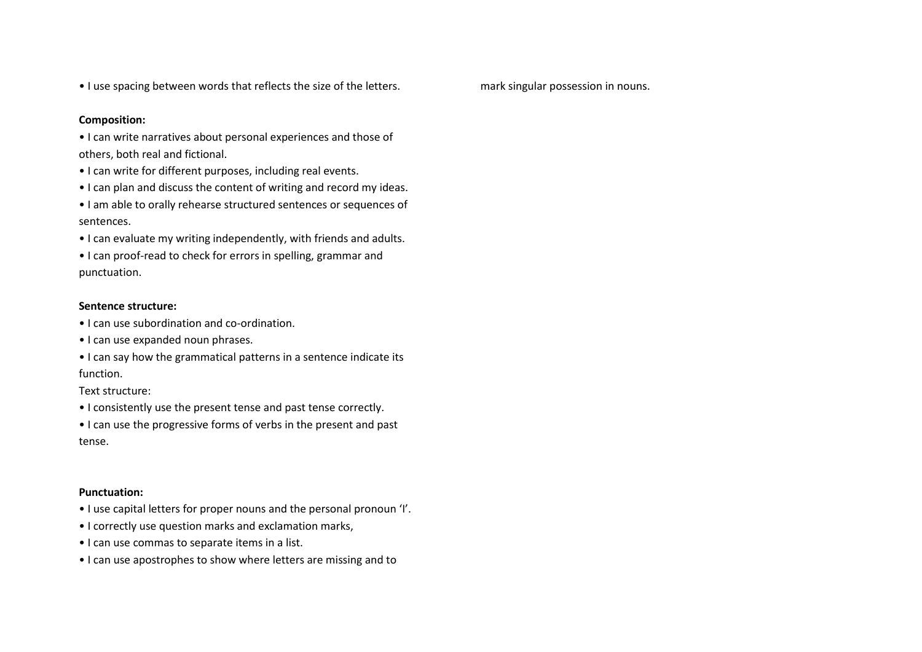- I use spacing between words that reflects the size of the letters.

**Composition:**

- I can write narratives about personal experiences and those of others, both real and fictional.
- I can write for different purposes, including real events.
- I can plan and discuss the content of writing and record my ideas.
- I am able to orally rehearse structured sentences or sequences of sentences.
- I can evaluate my writing independently, with friends and adults.
- I can proof-read to check for errors in spelling, grammar and punctuation.

**Sentence structure:**

- I can use subordination and co-ordination.
- I can use expanded noun phrases.
- I can say how the grammatical patterns in a sentence indicate its function.

Text structure:

- I consistently use the present tense and past tense correctly.
- I can use the progressive forms of verbs in the present and past tense.

**Punctuation:**

- I use capital letters for proper nouns and the personal pronoun 'I'.
- I correctly use question marks and exclamation marks,
- I can use commas to separate items in a list.
- I can use apostrophes to show where letters are missing and to mark singular possession in nouns.